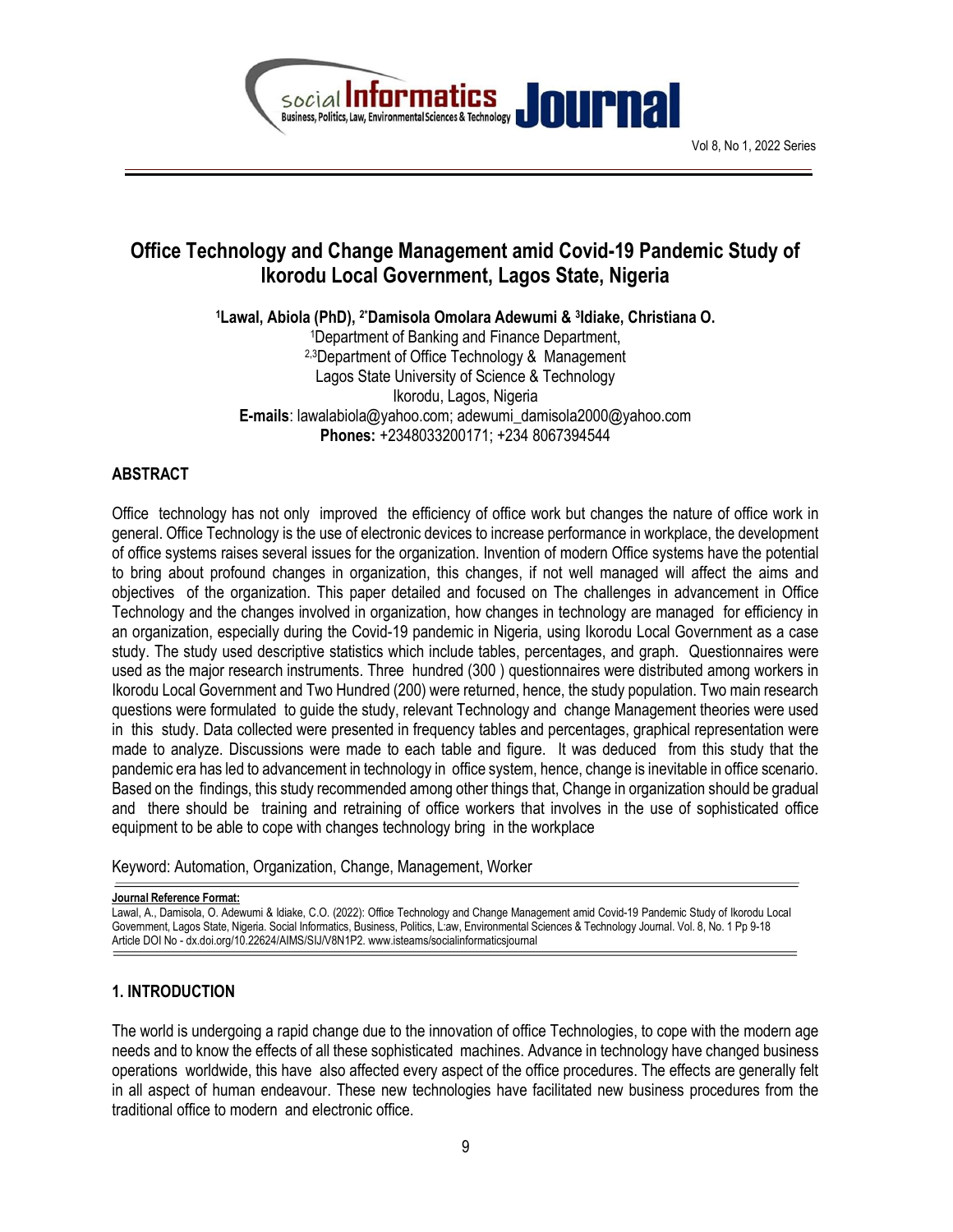# Office Technology and Change Management amid Covid-19 Pandemic Study of Ikorodu Local Government, Lagos State, Nigeria

**[1]Lawal, Abiola (PhD), [2*]Damisola Omolara Adewumi & [3]Idiake, Christiana O.**

[1]Department of Banking and Finance Department,
[2,3]Department of Office Technology & Management
Lagos State University of Science & Technology
Ikorodu, Lagos, Nigeria
**E-mails**: lawalabiola@yahoo.com; adewumi_damisola2000@yahoo.com
**Phones:** +2348033200171; +234 8067394544

## ABSTRACT

Office technology has not only improved the efficiency of office work but changes the nature of office work in general. Office Technology is the use of electronic devices to increase performance in workplace, the development of office systems raises several issues for the organization. Invention of modern Office systems have the potential to bring about profound changes in organization, this changes, if not well managed will affect the aims and objectives of the organization. This paper detailed and focused on The challenges in advancement in Office Technology and the changes involved in organization, how changes in technology are managed for efficiency in an organization, especially during the Covid-19 pandemic in Nigeria, using Ikorodu Local Government as a case study. The study used descriptive statistics which include tables, percentages, and graph. Questionnaires were used as the major research instruments. Three hundred (300 ) questionnaires were distributed among workers in Ikorodu Local Government and Two Hundred (200) were returned, hence, the study population. Two main research questions were formulated to guide the study, relevant Technology and change Management theories were used in this study. Data collected were presented in frequency tables and percentages, graphical representation were made to analyze. Discussions were made to each table and figure. It was deduced from this study that the pandemic era has led to advancement in technology in office system, hence, change is inevitable in office scenario. Based on the findings, this study recommended among other things that, Change in organization should be gradual and there should be training and retraining of office workers that involves in the use of sophisticated office equipment to be able to cope with changes technology bring in the workplace

Keyword: Automation, Organization, Change, Management, Worker

**Journal Reference Format:**
Lawal, A., Damisola, O. Adewumi & Idiake, C.O. (2022): Office Technology and Change Management amid Covid-19 Pandemic Study of Ikorodu Local Government, Lagos State, Nigeria. Social Informatics, Business, Politics, L:aw, Environmental Sciences & Technology Journal. Vol. 8, No. 1 Pp 9-18
Article DOI No - dx.doi.org/10.22624/AIMS/SIJ/V8N1P2. www.isteams/socialinformaticsjournal

## 1. INTRODUCTION

The world is undergoing a rapid change due to the innovation of office Technologies, to cope with the modern age needs and to know the effects of all these sophisticated machines. Advance in technology have changed business operations worldwide, this have also affected every aspect of the office procedures. The effects are generally felt in all aspect of human endeavour. These new technologies have facilitated new business procedures from the traditional office to modern and electronic office.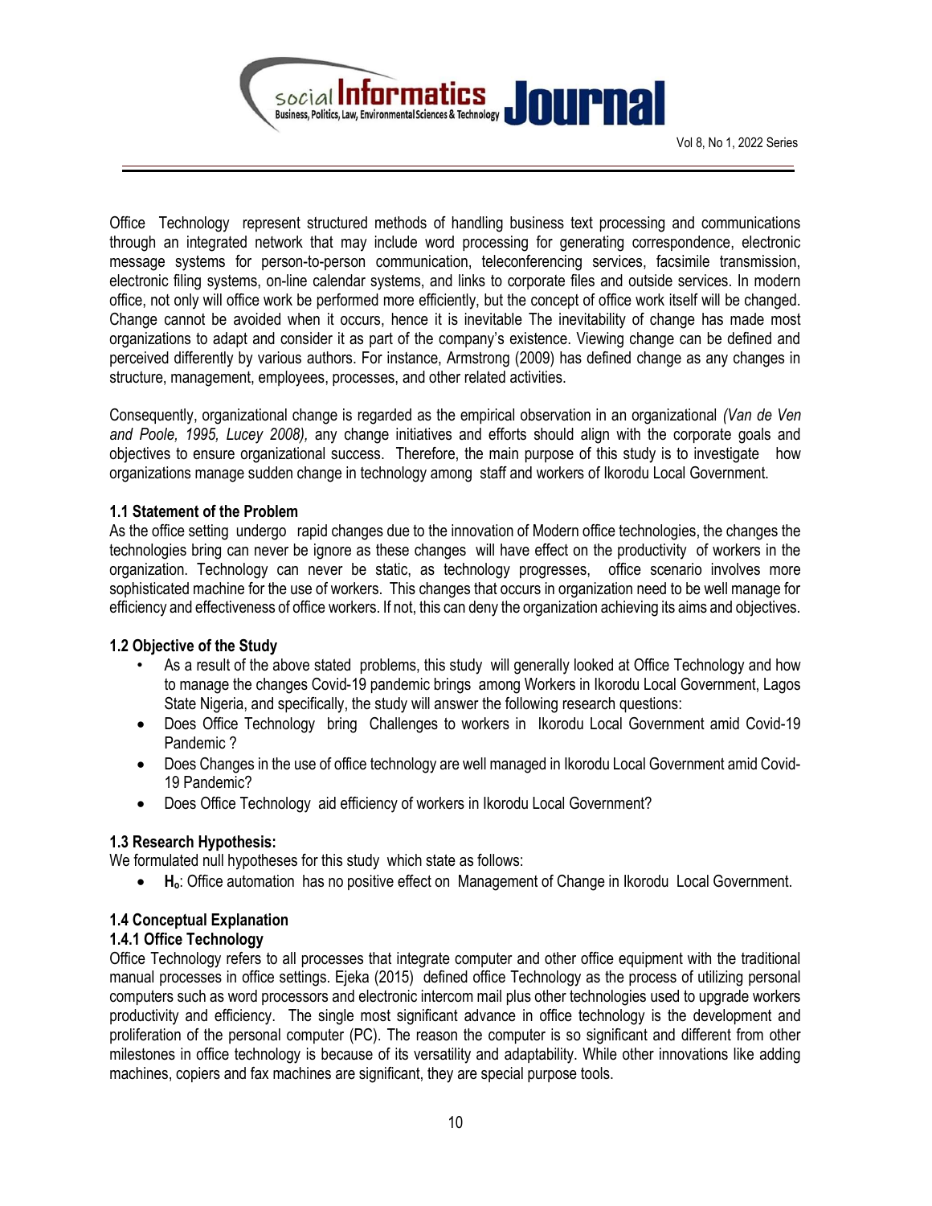Office Technology represent structured methods of handling business text processing and communications through an integrated network that may include word processing for generating correspondence, electronic message systems for person-to-person communication, teleconferencing services, facsimile transmission, electronic filing systems, on-line calendar systems, and links to corporate files and outside services. In modern office, not only will office work be performed more efficiently, but the concept of office work itself will be changed. Change cannot be avoided when it occurs, hence it is inevitable The inevitability of change has made most organizations to adapt and consider it as part of the company's existence. Viewing change can be defined and perceived differently by various authors. For instance, Armstrong (2009) has defined change as any changes in structure, management, employees, processes, and other related activities.

Consequently, organizational change is regarded as the empirical observation in an organizational *(Van de Ven and Poole, 1995, Lucey 2008),* any change initiatives and efforts should align with the corporate goals and objectives to ensure organizational success. Therefore, the main purpose of this study is to investigate how organizations manage sudden change in technology among staff and workers of Ikorodu Local Government.

### 1.1 Statement of the Problem

As the office setting undergo rapid changes due to the innovation of Modern office technologies, the changes the technologies bring can never be ignore as these changes will have effect on the productivity of workers in the organization. Technology can never be static, as technology progresses, office scenario involves more sophisticated machine for the use of workers. This changes that occurs in organization need to be well manage for efficiency and effectiveness of office workers. If not, this can deny the organization achieving its aims and objectives.

### 1.2 Objective of the Study

- As a result of the above stated problems, this study will generally looked at Office Technology and how to manage the changes Covid-19 pandemic brings among Workers in Ikorodu Local Government, Lagos State Nigeria, and specifically, the study will answer the following research questions:
- Does Office Technology bring Challenges to workers in Ikorodu Local Government amid Covid-19 Pandemic ?
- Does Changes in the use of office technology are well managed in Ikorodu Local Government amid Covid-19 Pandemic?
- Does Office Technology aid efficiency of workers in Ikorodu Local Government?

### 1.3 Research Hypothesis:

We formulated null hypotheses for this study which state as follows:

- **$H_o$**: Office automation has no positive effect on Management of Change in Ikorodu Local Government.

### 1.4 Conceptual Explanation

#### 1.4.1 Office Technology

Office Technology refers to all processes that integrate computer and other office equipment with the traditional manual processes in office settings. Ejeka (2015) defined office Technology as the process of utilizing personal computers such as word processors and electronic intercom mail plus other technologies used to upgrade workers productivity and efficiency. The single most significant advance in office technology is the development and proliferation of the personal computer (PC). The reason the computer is so significant and different from other milestones in office technology is because of its versatility and adaptability. While other innovations like adding machines, copiers and fax machines are significant, they are special purpose tools.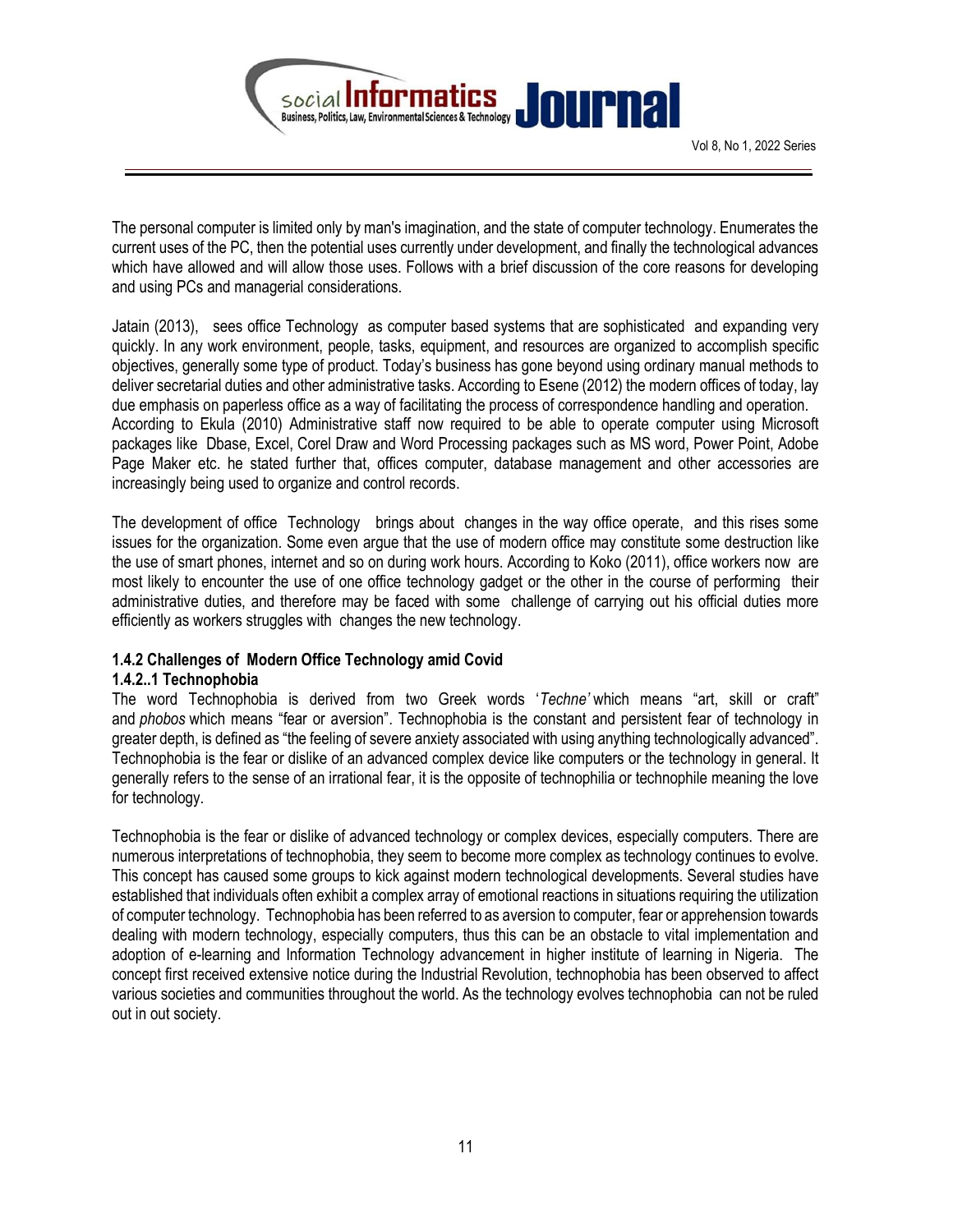The personal computer is limited only by man's imagination, and the state of computer technology. Enumerates the current uses of the PC, then the potential uses currently under development, and finally the technological advances which have allowed and will allow those uses. Follows with a brief discussion of the core reasons for developing and using PCs and managerial considerations.

Jatain (2013), sees office Technology as computer based systems that are sophisticated and expanding very quickly. In any work environment, people, tasks, equipment, and resources are organized to accomplish specific objectives, generally some type of product. Today's business has gone beyond using ordinary manual methods to deliver secretarial duties and other administrative tasks. According to Esene (2012) the modern offices of today, lay due emphasis on paperless office as a way of facilitating the process of correspondence handling and operation. According to Ekula (2010) Administrative staff now required to be able to operate computer using Microsoft packages like Dbase, Excel, Corel Draw and Word Processing packages such as MS word, Power Point, Adobe Page Maker etc. he stated further that, offices computer, database management and other accessories are increasingly being used to organize and control records.

The development of office Technology brings about changes in the way office operate, and this rises some issues for the organization. Some even argue that the use of modern office may constitute some destruction like the use of smart phones, internet and so on during work hours. According to Koko (2011), office workers now are most likely to encounter the use of one office technology gadget or the other in the course of performing their administrative duties, and therefore may be faced with some challenge of carrying out his official duties more efficiently as workers struggles with changes the new technology.

### 1.4.2 Challenges of Modern Office Technology amid Covid

#### 1.4.2..1 Technophobia

The word Technophobia is derived from two Greek words '*Techne'* which means "art, skill or craft" and *phobos* which means "fear or aversion". Technophobia is the constant and persistent fear of technology in greater depth, is defined as "the feeling of severe anxiety associated with using anything technologically advanced". Technophobia is the fear or dislike of an advanced complex device like computers or the technology in general. It generally refers to the sense of an irrational fear, it is the opposite of technophilia or technophile meaning the love for technology.

Technophobia is the fear or dislike of advanced technology or complex devices, especially computers. There are numerous interpretations of technophobia, they seem to become more complex as technology continues to evolve. This concept has caused some groups to kick against modern technological developments. Several studies have established that individuals often exhibit a complex array of emotional reactions in situations requiring the utilization of computer technology. Technophobia has been referred to as aversion to computer, fear or apprehension towards dealing with modern technology, especially computers, thus this can be an obstacle to vital implementation and adoption of e-learning and Information Technology advancement in higher institute of learning in Nigeria. The concept first received extensive notice during the Industrial Revolution, technophobia has been observed to affect various societies and communities throughout the world. As the technology evolves technophobia can not be ruled out in out society.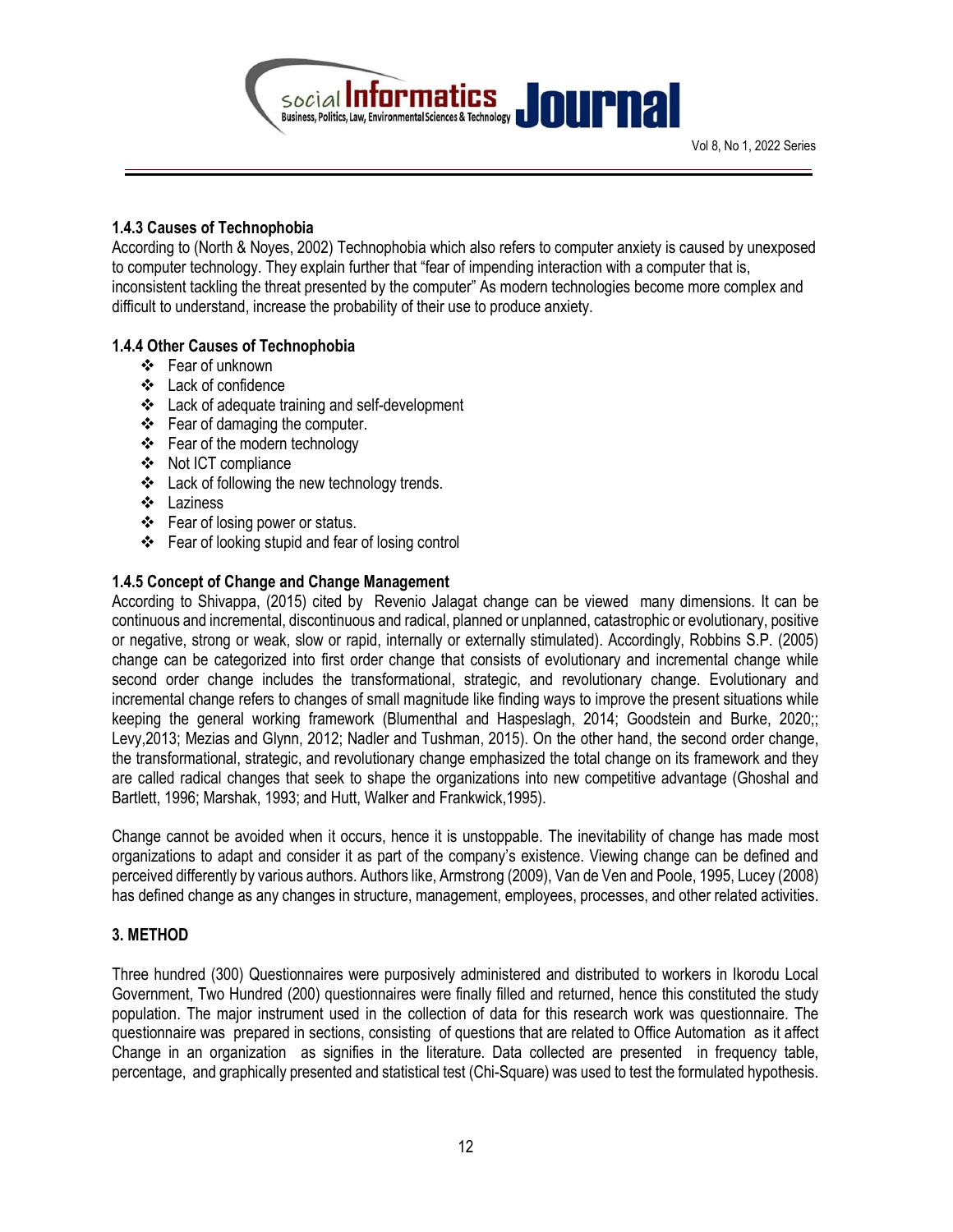### 1.4.3 Causes of Technophobia

According to (North & Noyes, 2002) Technophobia which also refers to computer anxiety is caused by unexposed to computer technology. They explain further that "fear of impending interaction with a computer that is, inconsistent tackling the threat presented by the computer" As modern technologies become more complex and difficult to understand, increase the probability of their use to produce anxiety.

### 1.4.4 Other Causes of Technophobia

- Fear of unknown
- Lack of confidence
- Lack of adequate training and self-development
- Fear of damaging the computer.
- Fear of the modern technology
- Not ICT compliance
- Lack of following the new technology trends.
- Laziness
- Fear of losing power or status.
- Fear of looking stupid and fear of losing control

### 1.4.5 Concept of Change and Change Management

According to Shivappa, (2015) cited by Revenio Jalagat change can be viewed many dimensions. It can be continuous and incremental, discontinuous and radical, planned or unplanned, catastrophic or evolutionary, positive or negative, strong or weak, slow or rapid, internally or externally stimulated). Accordingly, Robbins S.P. (2005) change can be categorized into first order change that consists of evolutionary and incremental change while second order change includes the transformational, strategic, and revolutionary change. Evolutionary and incremental change refers to changes of small magnitude like finding ways to improve the present situations while keeping the general working framework (Blumenthal and Haspeslagh, 2014; Goodstein and Burke, 2020;; Levy,2013; Mezias and Glynn, 2012; Nadler and Tushman, 2015). On the other hand, the second order change, the transformational, strategic, and revolutionary change emphasized the total change on its framework and they are called radical changes that seek to shape the organizations into new competitive advantage (Ghoshal and Bartlett, 1996; Marshak, 1993; and Hutt, Walker and Frankwick,1995).

Change cannot be avoided when it occurs, hence it is unstoppable. The inevitability of change has made most organizations to adapt and consider it as part of the company's existence. Viewing change can be defined and perceived differently by various authors. Authors like, Armstrong (2009), Van de Ven and Poole, 1995, Lucey (2008) has defined change as any changes in structure, management, employees, processes, and other related activities.

## 3. METHOD

Three hundred (300) Questionnaires were purposively administered and distributed to workers in Ikorodu Local Government, Two Hundred (200) questionnaires were finally filled and returned, hence this constituted the study population. The major instrument used in the collection of data for this research work was questionnaire. The questionnaire was prepared in sections, consisting of questions that are related to Office Automation as it affect Change in an organization as signifies in the literature. Data collected are presented in frequency table, percentage, and graphically presented and statistical test (Chi-Square) was used to test the formulated hypothesis.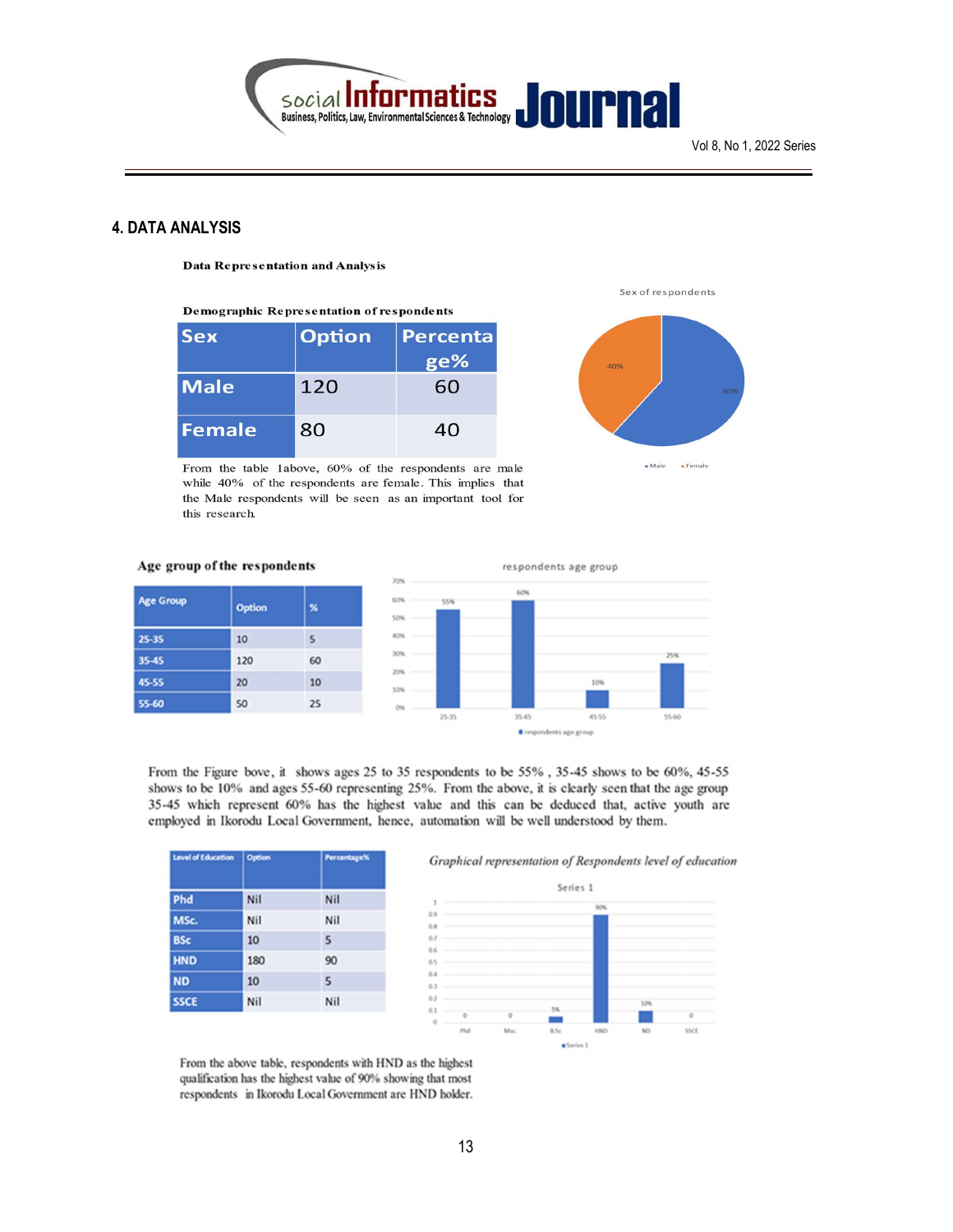## 4. DATA ANALYSIS

**Data Representation and Analysis**

**Demographic Representation of respondents**

| Sex | Option | Percentage% |
|---|---|---|
| Male | 120 | 60 |
| Female | 80 | 40 |

From the table 1above, 60% of the respondents are male while 40% of the respondents are female. This implies that the Male respondents will be seen as an important tool for this research.

**Age group of the respondents**

| Age Group | Option | % |
|---|---|---|
| 25-35 | 10 | 5 |
| 35-45 | 120 | 60 |
| 45-55 | 20 | 10 |
| 55-60 | 50 | 25 |

From the Figure bove, it shows ages 25 to 35 respondents to be 55% , 35-45 shows to be 60%, 45-55 shows to be 10% and ages 55-60 representing 25%. From the above, it is clearly seen that the age group 35-45 which represent 60% has the highest value and this can be deduced that, active youth are employed in Ikorodu Local Government, hence, automation will be well understood by them.

| Level of Education | Option | Percentage% |
|---|---|---|
| Phd | Nil | Nil |
| MSc. | Nil | Nil |
| BSc | 10 | 5 |
| HND | 180 | 90 |
| ND | 10 | 5 |
| SSCE | Nil | Nil |

*Graphical representation of Respondents level of education*

From the above table, respondents with HND as the highest qualification has the highest value of 90% showing that most respondents in Ikorodu Local Government are HND holder.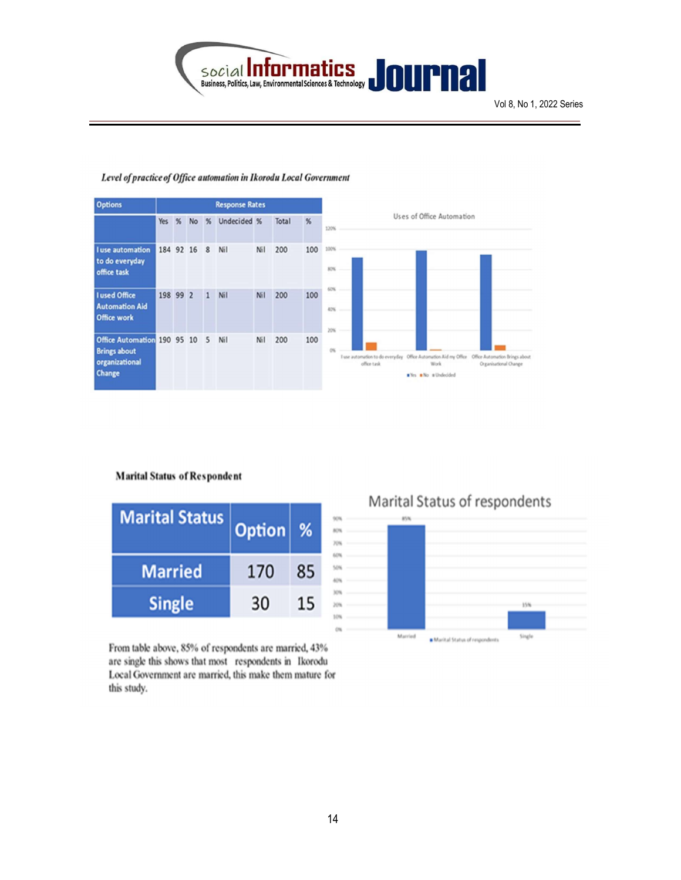*Level of practice of Office automation in Ikorodu Local Government*

| Options | Response Rates | | | | | | | |
|---|---|---|---|---|---|---|---|---|
| | Yes | % | No | % | Undecided | % | Total | % |
| I use automation to do everyday office task | 184 | 92 | 16 | 8 | Nil | Nil | 200 | 100 |
| I used Office Automation Aid Office work | 198 | 99 | 2 | 1 | Nil | Nil | 200 | 100 |
| Office Automation Brings about organizational Change | 190 | 95 | 10 | 5 | Nil | Nil | 200 | 100 |

**Marital Status of Respondent**

| Marital Status | Option | % |
|---|---|---|
| Married | 170 | 85 |
| Single | 30 | 15 |

From table above, 85% of respondents are married, 43% are single this shows that most respondents in Ikorodu Local Government are married, this make them mature for this study.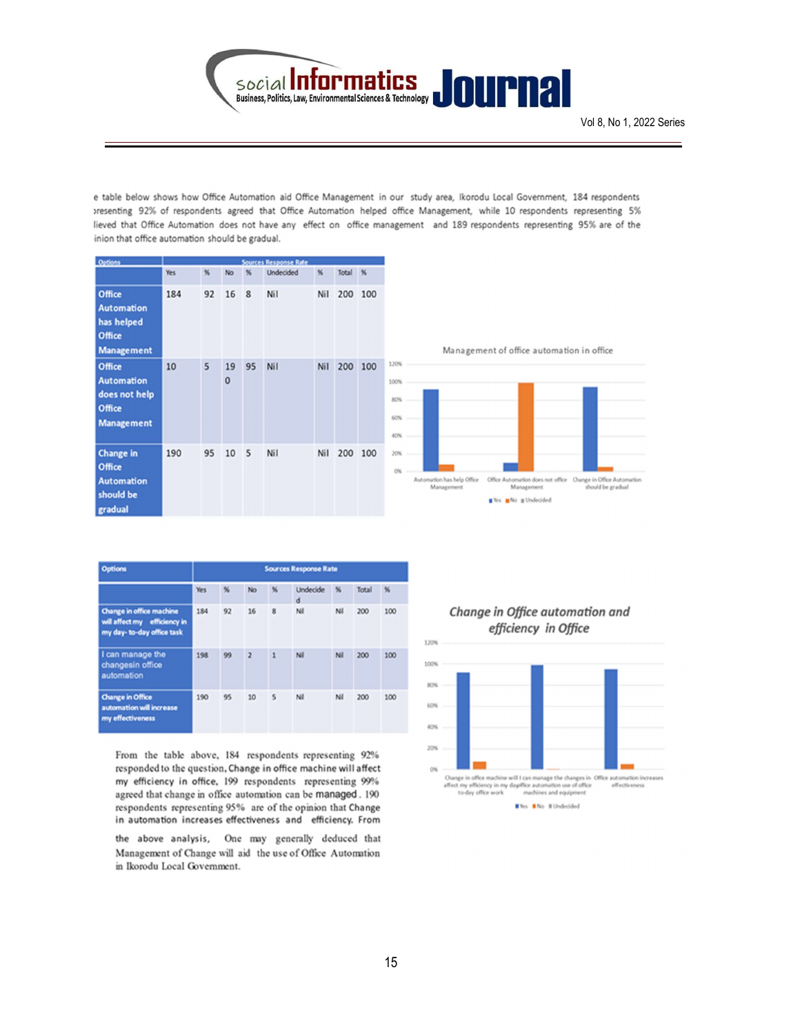e table below shows how Office Automation aid Office Management in our study area, Ikorodu Local Government, 184 respondents presenting 92% of respondents agreed that Office Automation helped office Management, while 10 respondents representing 5% lieved that Office Automation does not have any effect on office management and 189 respondents representing 95% are of the inion that office automation should be gradual.

| Options | Sources Response Rate | | | | | | | |
|---|---|---|---|---|---|---|---|---|
| | Yes | % | No | % | Undecided | % | Total | % |
| Office Automation has helped Office Management | 184 | 92 | 16 | 8 | Nil | Nil | 200 | 100 |
| Office Automation does not help Office Management | 10 | 5 | 190 | 95 | Nil | Nil | 200 | 100 |
| Change in Office Automation should be gradual | 190 | 95 | 10 | 5 | Nil | Nil | 200 | 100 |

Management of office automation in office

| Options | Sources Response Rate | | | | | | | |
|---|---|---|---|---|---|---|---|---|
| | Yes | % | No | % | Undecided | % | Total | % |
| Change in office machine will affect my efficiency in my day- to-day office task | 184 | 92 | 16 | 8 | Nil | Nil | 200 | 100 |
| I can manage the changesin office automation | 198 | 99 | 2 | 1 | Nil | Nil | 200 | 100 |
| Change in Office automation will increase my effectiveness | 190 | 95 | 10 | 5 | Nil | Nil | 200 | 100 |

*Change in Office automation and efficiency in Office*

From the table above, 184 respondents representing 92% responded to the question, Change in office machine will affect my efficiency in office, 199 respondents representing 99% agreed that change in office automation can be managed. 190 respondents representing 95% are of the opinion that Change in automation increases effectiveness and efficiency. From the above analysis, One may generally deduced that Management of Change will aid the use of Office Automation in Ikorodu Local Government.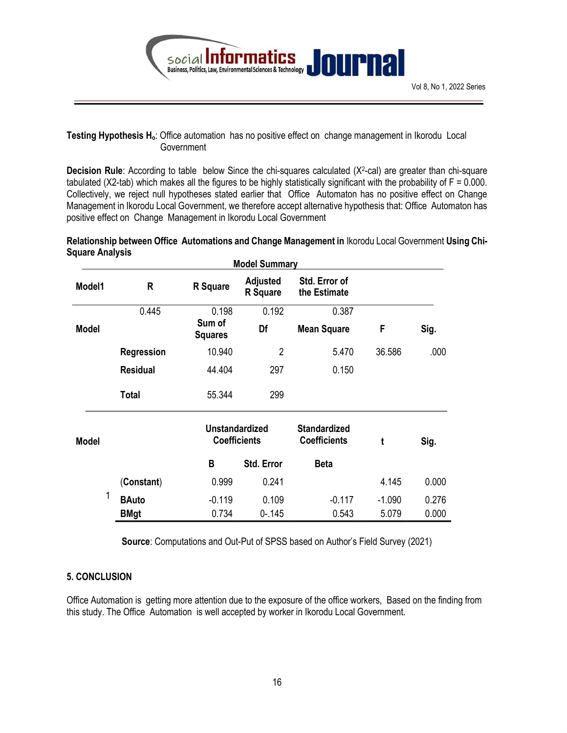**Testing Hypothesis $H_o$**: Office automation has no positive effect on change management in Ikorodu Local Government

**Decision Rule**: According to table below Since the chi-squares calculated ($X^2$-cal) are greater than chi-square tabulated (X2-tab) which makes all the figures to be highly statistically significant with the probability of F = 0.000. Collectively, we reject null hypotheses stated earlier that Office Automaton has no positive effect on Change Management in Ikorodu Local Government, we therefore accept alternative hypothesis that: Office Automaton has positive effect on Change Management in Ikorodu Local Government

**Relationship between Office Automations and Change Management in** Ikorodu Local Government **Using Chi-Square Analysis**

**Model Summary**

| Model1 | R | R Square | Adjusted R Square | Std. Error of the Estimate | | |
|---|---|---|---|---|---|---|
| | 0.445 | 0.198 | 0.192 | 0.387 | | |
| **Model** | | **Sum of Squares** | **Df** | **Mean Square** | **F** | **Sig.** |
| | **Regression** | 10.940 | 2 | 5.470 | 36.586 | .000 |
| | **Residual** | 44.404 | 297 | 0.150 | | |
| | **Total** | 55.344 | 299 | | | |
| **Model** | | **Unstandardized Coefficients** | | **Standardized Coefficients** | **t** | **Sig.** |
| | | **B** | **Std. Error** | **Beta** | | |
| 1 | **(Constant)** | 0.999 | 0.241 | | 4.145 | 0.000 |
| | **BAuto** | -0.119 | 0.109 | -0.117 | -1.090 | 0.276 |
| | **BMgt** | 0.734 | 0-.145 | 0.543 | 5.079 | 0.000 |

**Source**: Computations and Out-Put of SPSS based on Author's Field Survey (2021)

## 5. CONCLUSION

Office Automation is getting more attention due to the exposure of the office workers, Based on the finding from this study. The Office Automation is well accepted by worker in Ikorodu Local Government.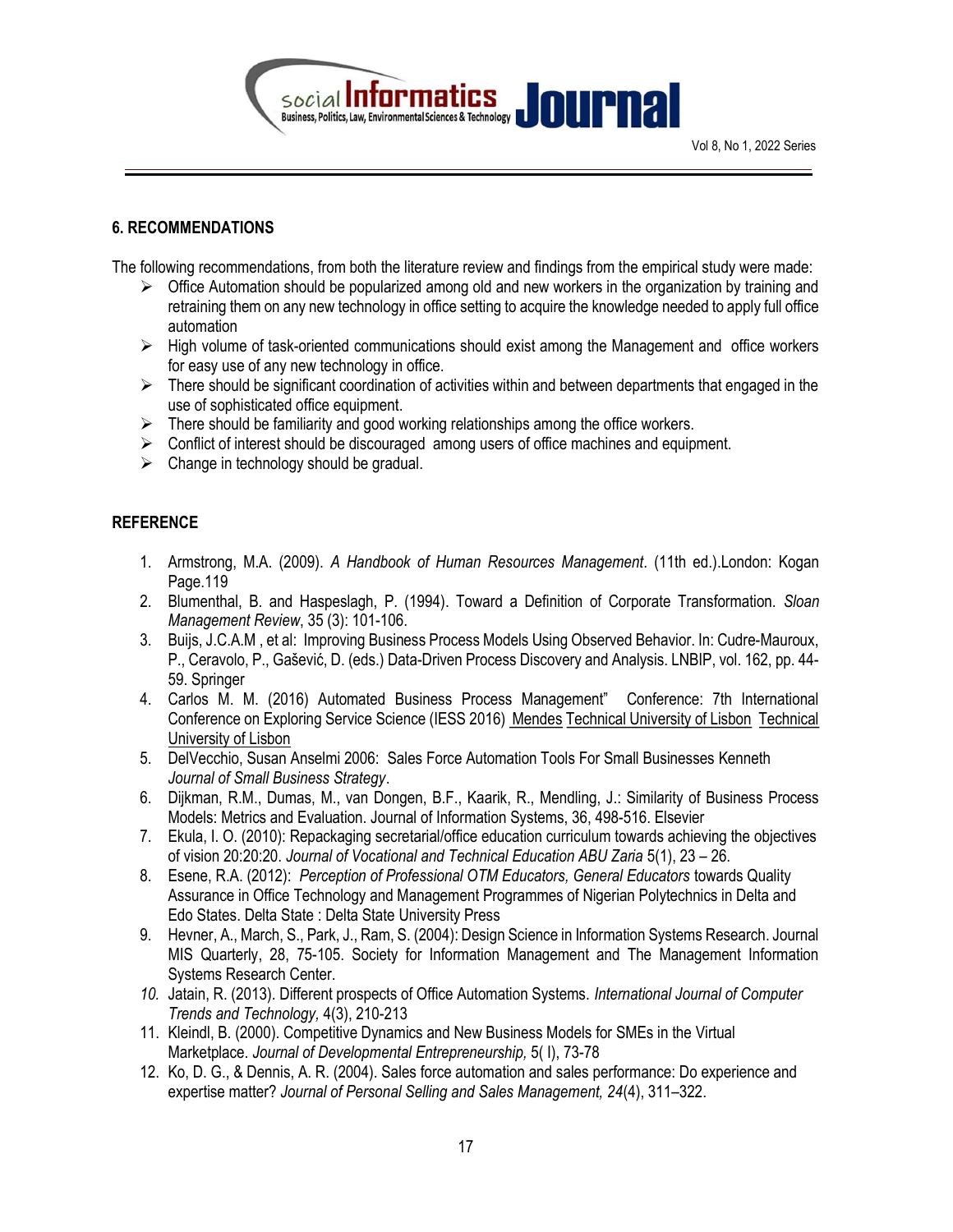## 6. RECOMMENDATIONS

The following recommendations, from both the literature review and findings from the empirical study were made:

- Office Automation should be popularized among old and new workers in the organization by training and retraining them on any new technology in office setting to acquire the knowledge needed to apply full office automation
- High volume of task-oriented communications should exist among the Management and office workers for easy use of any new technology in office.
- There should be significant coordination of activities within and between departments that engaged in the use of sophisticated office equipment.
- There should be familiarity and good working relationships among the office workers.
- Conflict of interest should be discouraged among users of office machines and equipment.
- Change in technology should be gradual.

## REFERENCE

1. Armstrong, M.A. (2009). *A Handbook of Human Resources Management*. (11th ed.).London: Kogan Page.119
2. Blumenthal, B. and Haspeslagh, P. (1994). Toward a Definition of Corporate Transformation. *Sloan Management Review*, 35 (3): 101-106.
3. Buijs, J.C.A.M , et al: Improving Business Process Models Using Observed Behavior. In: Cudre-Mauroux, P., Ceravolo, P., Gašević, D. (eds.) Data-Driven Process Discovery and Analysis. LNBIP, vol. 162, pp. 44-59. Springer
4. Carlos M. M. (2016) Automated Business Process Management" Conference: 7th International Conference on Exploring Service Science (IESS 2016) Mendes Technical University of Lisbon Technical University of Lisbon
5. DelVecchio, Susan Anselmi 2006: Sales Force Automation Tools For Small Businesses Kenneth *Journal of Small Business Strategy*.
6. Dijkman, R.M., Dumas, M., van Dongen, B.F., Kaarik, R., Mendling, J.: Similarity of Business Process Models: Metrics and Evaluation. Journal of Information Systems, 36, 498-516. Elsevier
7. Ekula, I. O. (2010): Repackaging secretarial/office education curriculum towards achieving the objectives of vision 20:20:20. *Journal of Vocational and Technical Education ABU Zaria* 5(1), 23 – 26.
8. Esene, R.A. (2012): *Perception of Professional OTM Educators, General Educators* towards Quality Assurance in Office Technology and Management Programmes of Nigerian Polytechnics in Delta and Edo States. Delta State : Delta State University Press
9. Hevner, A., March, S., Park, J., Ram, S. (2004): Design Science in Information Systems Research. Journal MIS Quarterly, 28, 75-105. Society for Information Management and The Management Information Systems Research Center.
10. Jatain, R. (2013). Different prospects of Office Automation Systems. *International Journal of Computer Trends and Technology,* 4(3), 210-213
11. Kleindl, B. (2000). Competitive Dynamics and New Business Models for SMEs in the Virtual Marketplace. *Journal of Developmental Entrepreneurship,* 5( I), 73-78
12. Ko, D. G., & Dennis, A. R. (2004). Sales force automation and sales performance: Do experience and expertise matter? *Journal of Personal Selling and Sales Management, 24*(4), 311–322.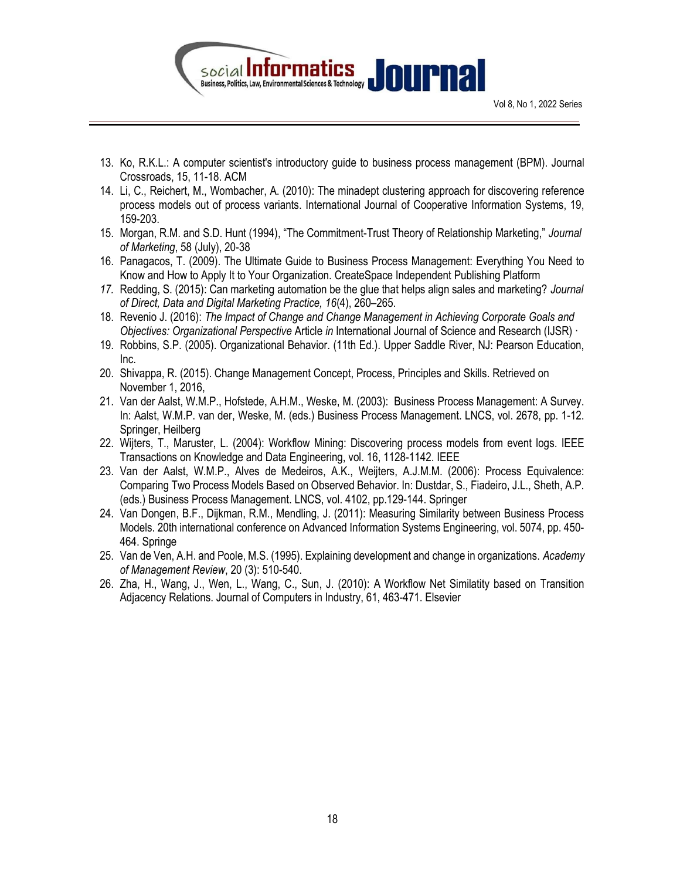13. Ko, R.K.L.: A computer scientist's introductory guide to business process management (BPM). Journal Crossroads, 15, 11-18. ACM
14. Li, C., Reichert, M., Wombacher, A. (2010): The minadept clustering approach for discovering reference process models out of process variants. International Journal of Cooperative Information Systems, 19, 159-203.
15. Morgan, R.M. and S.D. Hunt (1994), "The Commitment-Trust Theory of Relationship Marketing," *Journal of Marketing*, 58 (July), 20-38
16. Panagacos, T. (2009). The Ultimate Guide to Business Process Management: Everything You Need to Know and How to Apply It to Your Organization. CreateSpace Independent Publishing Platform
17. Redding, S. (2015): Can marketing automation be the glue that helps align sales and marketing? *Journal of Direct, Data and Digital Marketing Practice, 16*(4), 260–265.
18. Revenio J. (2016): *The Impact of Change and Change Management in Achieving Corporate Goals and Objectives: Organizational Perspective* Article *in* International Journal of Science and Research (IJSR) ·
19. Robbins, S.P. (2005). Organizational Behavior. (11th Ed.). Upper Saddle River, NJ: Pearson Education, Inc.
20. Shivappa, R. (2015). Change Management Concept, Process, Principles and Skills. Retrieved on November 1, 2016,
21. Van der Aalst, W.M.P., Hofstede, A.H.M., Weske, M. (2003): Business Process Management: A Survey. In: Aalst, W.M.P. van der, Weske, M. (eds.) Business Process Management. LNCS, vol. 2678, pp. 1-12. Springer, Heilberg
22. Wijters, T., Maruster, L. (2004): Workflow Mining: Discovering process models from event logs. IEEE Transactions on Knowledge and Data Engineering, vol. 16, 1128-1142. IEEE
23. Van der Aalst, W.M.P., Alves de Medeiros, A.K., Weijters, A.J.M.M. (2006): Process Equivalence: Comparing Two Process Models Based on Observed Behavior. In: Dustdar, S., Fiadeiro, J.L., Sheth, A.P. (eds.) Business Process Management. LNCS, vol. 4102, pp.129-144. Springer
24. Van Dongen, B.F., Dijkman, R.M., Mendling, J. (2011): Measuring Similarity between Business Process Models. 20th international conference on Advanced Information Systems Engineering, vol. 5074, pp. 450-464. Springe
25. Van de Ven, A.H. and Poole, M.S. (1995). Explaining development and change in organizations. *Academy of Management Review*, 20 (3): 510-540.
26. Zha, H., Wang, J., Wen, L., Wang, C., Sun, J. (2010): A Workflow Net Similatity based on Transition Adjacency Relations. Journal of Computers in Industry, 61, 463-471. Elsevier